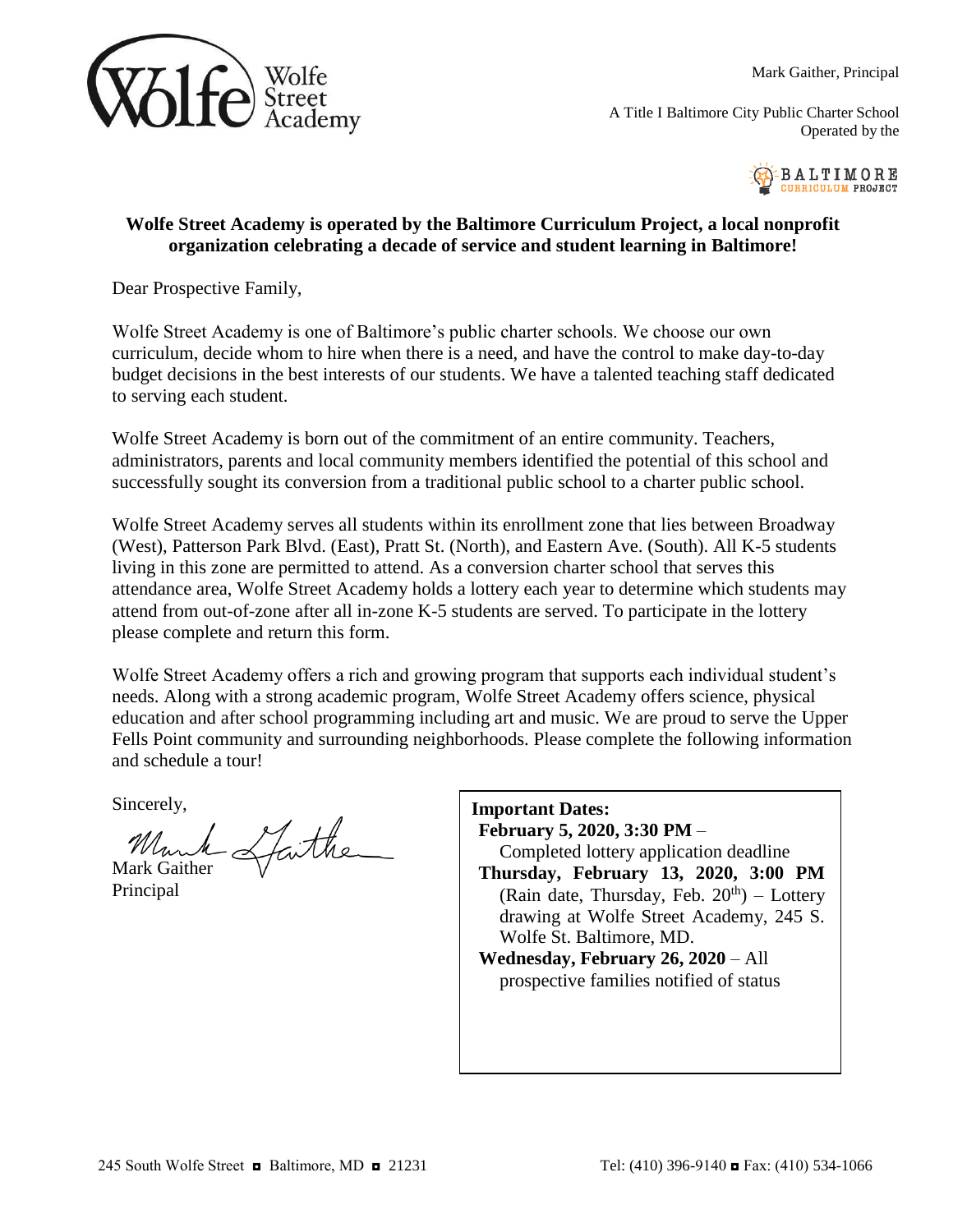Wolfe Street Academy

Mark Gaither, Principal

A Title I Baltimore City Public Charter School
Operated by the

BALTIMORE CURRICULUM PROJECT

**Wolfe Street Academy is operated by the Baltimore Curriculum Project, a local nonprofit organization celebrating a decade of service and student learning in Baltimore!**

Dear Prospective Family,

Wolfe Street Academy is one of Baltimore's public charter schools. We choose our own curriculum, decide whom to hire when there is a need, and have the control to make day-to-day budget decisions in the best interests of our students. We have a talented teaching staff dedicated to serving each student.

Wolfe Street Academy is born out of the commitment of an entire community. Teachers, administrators, parents and local community members identified the potential of this school and successfully sought its conversion from a traditional public school to a charter public school.

Wolfe Street Academy serves all students within its enrollment zone that lies between Broadway (West), Patterson Park Blvd. (East), Pratt St. (North), and Eastern Ave. (South). All K-5 students living in this zone are permitted to attend. As a conversion charter school that serves this attendance area, Wolfe Street Academy holds a lottery each year to determine which students may attend from out-of-zone after all in-zone K-5 students are served. To participate in the lottery please complete and return this form.

Wolfe Street Academy offers a rich and growing program that supports each individual student's needs. Along with a strong academic program, Wolfe Street Academy offers science, physical education and after school programming including art and music. We are proud to serve the Upper Fells Point community and surrounding neighborhoods. Please complete the following information and schedule a tour!

Sincerely,

Mark Gaither
Principal

**Important Dates:**

- **February 5, 2020, 3:30 PM** – Completed lottery application deadline
- **Thursday, February 13, 2020, 3:00 PM** (Rain date, Thursday, Feb. 20th) – Lottery drawing at Wolfe Street Academy, 245 S. Wolfe St. Baltimore, MD.
- **Wednesday, February 26, 2020** – All prospective families notified of status

245 South Wolfe Street ◘ Baltimore, MD ◘ 21231 Tel: (410) 396-9140 ◘ Fax: (410) 534-1066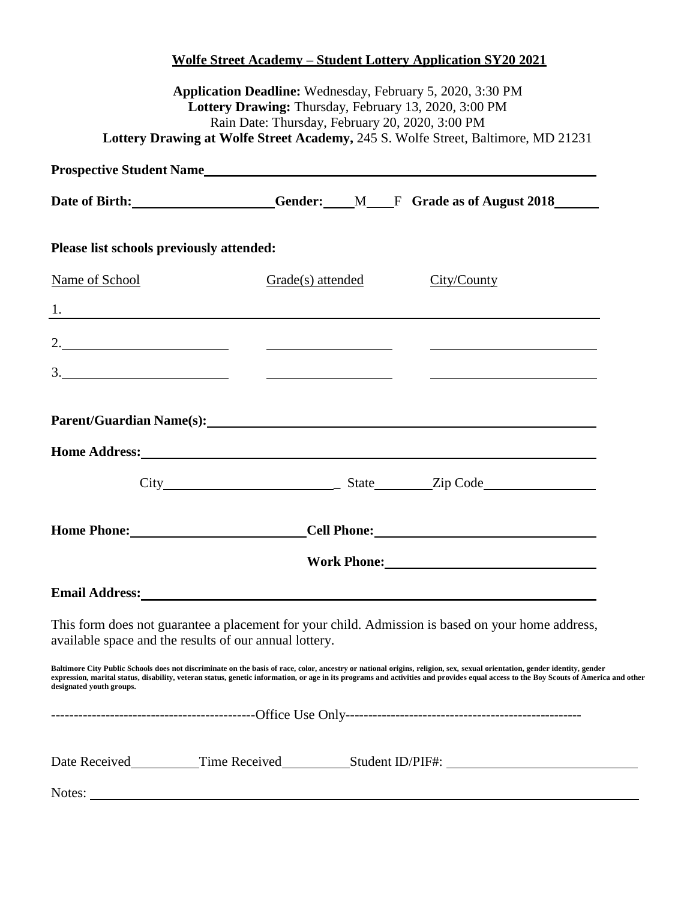## Wolfe Street Academy – Student Lottery Application SY20 2021

**Application Deadline:** Wednesday, February 5, 2020, 3:30 PM
**Lottery Drawing:** Thursday, February 13, 2020, 3:00 PM
Rain Date: Thursday, February 20, 2020, 3:00 PM
**Lottery Drawing at Wolfe Street Academy,** 245 S. Wolfe Street, Baltimore, MD 21231

**Prospective Student Name**\_\_\_\_\_\_\_\_\_\_\_\_\_\_\_\_\_\_\_\_\_\_\_\_\_\_\_\_\_\_\_\_\_\_\_\_\_\_\_\_\_\_\_\_\_\_\_\_

**Date of Birth:**\_\_\_\_\_\_\_\_\_\_\_\_\_\_\_\_\_\_\_\_ **Gender:**\_\_\_\_M\_\_\_\_F **Grade as of August 2018**\_\_\_\_\_\_

**Please list schools previously attended:**

| Name of School | Grade(s) attended | City/County |
| --- | --- | --- |
| 1. | | |
| 2. | | |
| 3. | | |

**Parent/Guardian Name(s):**\_\_\_\_\_\_\_\_\_\_\_\_\_\_\_\_\_\_\_\_\_\_\_\_\_\_\_\_\_\_\_\_\_\_\_\_\_\_\_\_\_\_\_\_\_\_\_\_

**Home Address:**\_\_\_\_\_\_\_\_\_\_\_\_\_\_\_\_\_\_\_\_\_\_\_\_\_\_\_\_\_\_\_\_\_\_\_\_\_\_\_\_\_\_\_\_\_\_\_\_\_\_\_\_\_\_\_\_

City\_\_\_\_\_\_\_\_\_\_\_\_\_\_\_\_\_\_\_\_\_\_\_\_\_\_\_ State\_\_\_\_\_\_\_\_\_Zip Code\_\_\_\_\_\_\_\_\_\_\_\_\_\_\_\_

**Home Phone:**\_\_\_\_\_\_\_\_\_\_\_\_\_\_\_\_\_\_\_\_\_\_\_\_\_**Cell Phone:**\_\_\_\_\_\_\_\_\_\_\_\_\_\_\_\_\_\_\_\_\_\_\_\_\_\_\_\_\_

**Work Phone:**\_\_\_\_\_\_\_\_\_\_\_\_\_\_\_\_\_\_\_\_\_\_\_\_\_\_\_\_\_

**Email Address:**\_\_\_\_\_\_\_\_\_\_\_\_\_\_\_\_\_\_\_\_\_\_\_\_\_\_\_\_\_\_\_\_\_\_\_\_\_\_\_\_\_\_\_\_\_\_\_\_\_\_\_\_\_\_\_\_

This form does not guarantee a placement for your child. Admission is based on your home address, available space and the results of our annual lottery.

**Baltimore City Public Schools does not discriminate on the basis of race, color, ancestry or national origins, religion, sex, sexual orientation, gender identity, gender expression, marital status, disability, veteran status, genetic information, or age in its programs and activities and provides equal access to the Boy Scouts of America and other designated youth groups.**

---------------------------------------------Office Use Only---------------------------------------------------

Date Received\_\_\_\_\_\_\_\_\_\_Time Received\_\_\_\_\_\_\_\_\_\_Student ID/PIF#: \_\_\_\_\_\_\_\_\_\_\_\_\_\_\_\_\_\_\_\_\_\_\_\_\_\_\_\_

Notes: \_\_\_\_\_\_\_\_\_\_\_\_\_\_\_\_\_\_\_\_\_\_\_\_\_\_\_\_\_\_\_\_\_\_\_\_\_\_\_\_\_\_\_\_\_\_\_\_\_\_\_\_\_\_\_\_\_\_\_\_\_\_\_\_\_\_\_\_